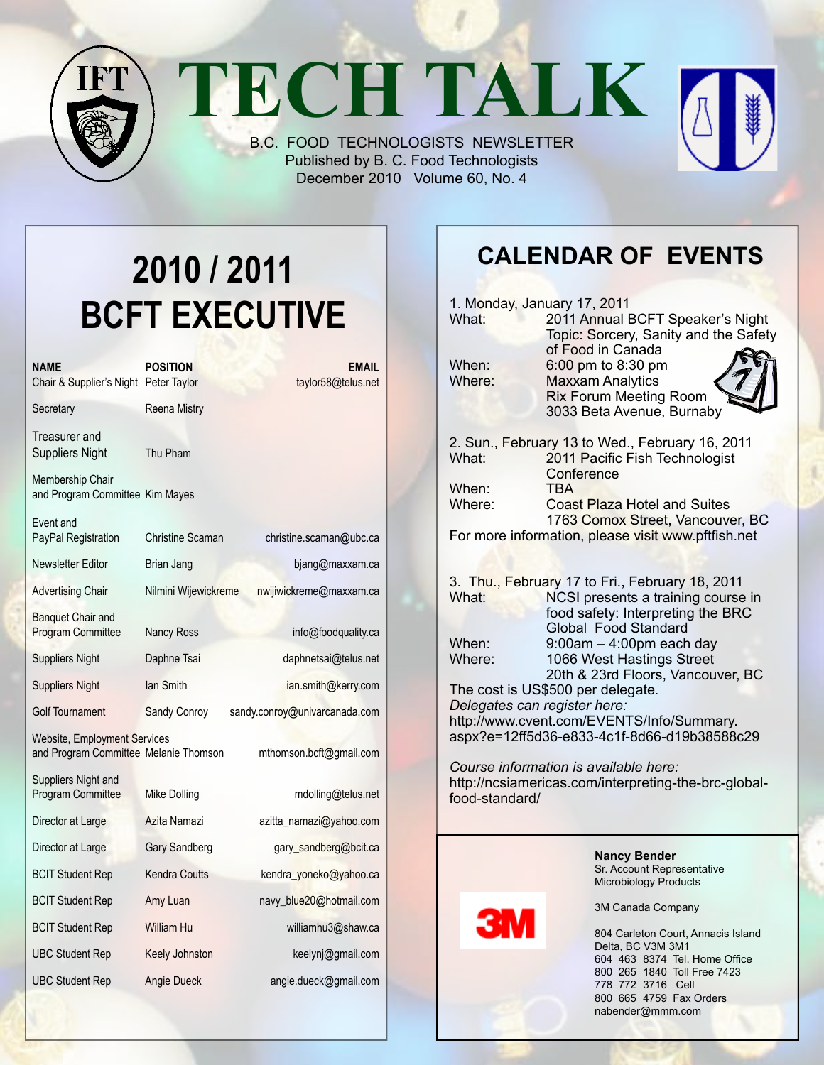# TECH TALK

B.C. FOOD TECHNOLOGISTS NEWSLETTER
Published by B. C. Food Technologists
December 2010 Volume 60, No. 4

## 2010 / 2011 BCFT EXECUTIVE

| NAME | POSITION | EMAIL |
|---|---|---|
| Chair & Supplier's Night | Peter Taylor | taylor58@telus.net |
| Secretary | Reena Mistry | |
| Treasurer and Suppliers Night | Thu Pham | |
| Membership Chair and Program Committee | Kim Mayes | |
| Event and PayPal Registration | Christine Scaman | christine.scaman@ubc.ca |
| Newsletter Editor | Brian Jang | bjang@maxxam.ca |
| Advertising Chair | Nilmini Wijewickreme | nwijiwickreme@maxxam.ca |
| Banquet Chair and Program Committee | Nancy Ross | info@foodquality.ca |
| Suppliers Night | Daphne Tsai | daphnetsai@telus.net |
| Suppliers Night | Ian Smith | ian.smith@kerry.com |
| Golf Tournament | Sandy Conroy | sandy.conroy@univarcanada.com |
| Website, Employment Services and Program Committee | Melanie Thomson | mthomson.bcft@gmail.com |
| Suppliers Night and Program Committee | Mike Dolling | mdolling@telus.net |
| Director at Large | Azita Namazi | azitta_namazi@yahoo.com |
| Director at Large | Gary Sandberg | gary_sandberg@bcit.ca |
| BCIT Student Rep | Kendra Coutts | kendra_yoneko@yahoo.ca |
| BCIT Student Rep | Amy Luan | navy_blue20@hotmail.com |
| BCIT Student Rep | William Hu | williamhu3@shaw.ca |
| UBC Student Rep | Keely Johnston | keelynj@gmail.com |
| UBC Student Rep | Angie Dueck | angie.dueck@gmail.com |

## CALENDAR OF EVENTS

1. Monday, January 17, 2011
   - What: 2011 Annual BCFT Speaker's Night
     Topic: Sorcery, Sanity and the Safety of Food in Canada
   - When: 6:00 pm to 8:30 pm
   - Where: Maxxam Analytics
     Rix Forum Meeting Room
     3033 Beta Avenue, Burnaby

2. Sun., February 13 to Wed., February 16, 2011
   - What: 2011 Pacific Fish Technologist Conference
   - When: TBA
   - Where: Coast Plaza Hotel and Suites
     1763 Comox Street, Vancouver, BC

   For more information, please visit www.pftfish.net

3. Thu., February 17 to Fri., February 18, 2011
   - What: NCSI presents a training course in food safety: Interpreting the BRC Global Food Standard
   - When: 9:00am – 4:00pm each day
   - Where: 1066 West Hastings Street
     20th & 23rd Floors, Vancouver, BC

   The cost is US$500 per delegate.
   *Delegates can register here:*
   http://www.cvent.com/EVENTS/Info/Summary.aspx?e=12ff5d36-e833-4c1f-8d66-d19b38588c29

   *Course information is available here:*
   http://ncsiamericas.com/interpreting-the-brc-global-food-standard/

---

3M

**Nancy Bender**
Sr. Account Representative
Microbiology Products

3M Canada Company

804 Carleton Court, Annacis Island
Delta, BC V3M 3M1
604 463 8374 Tel. Home Office
800 265 1840 Toll Free 7423
778 772 3716 Cell
800 665 4759 Fax Orders
nabender@mmm.com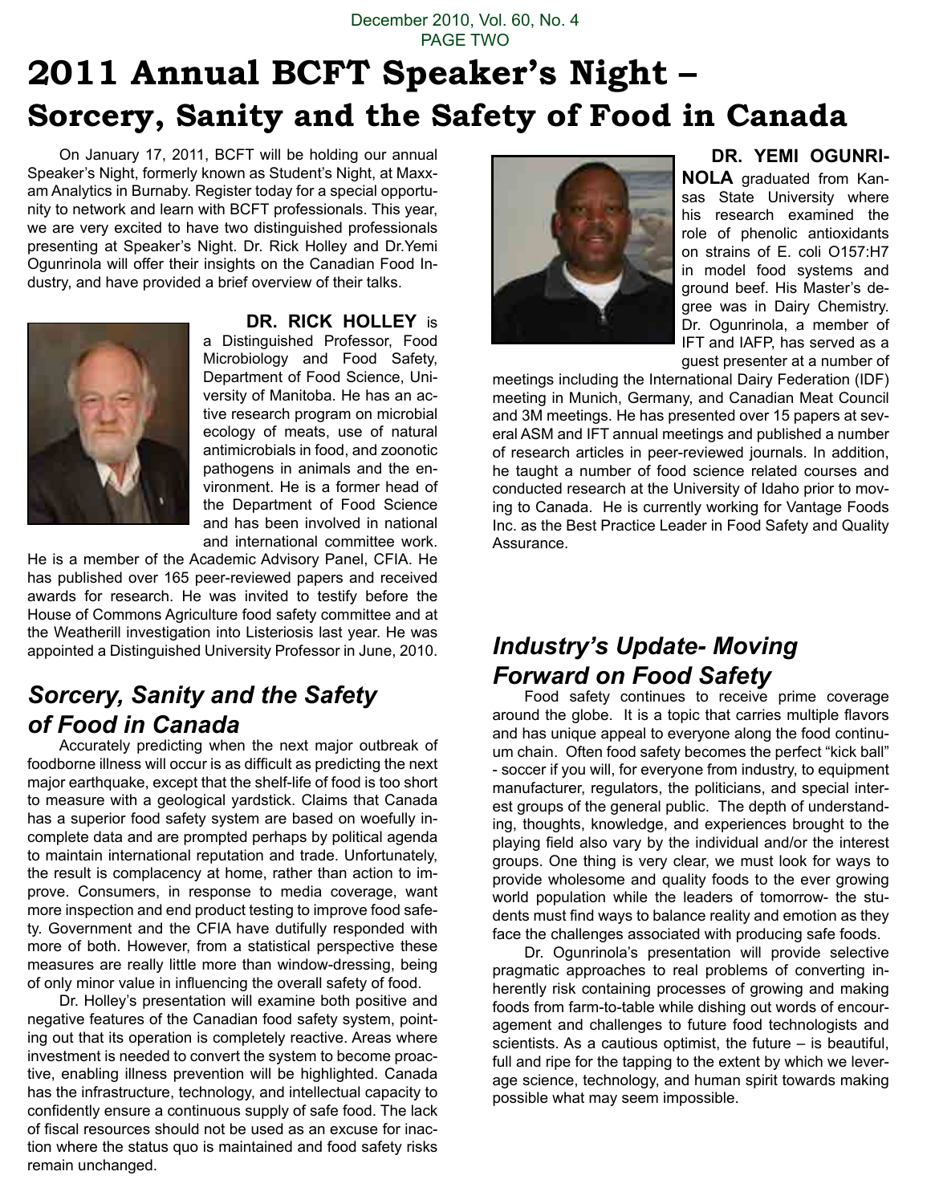# 2011 Annual BCFT Speaker's Night – Sorcery, Sanity and the Safety of Food in Canada

On January 17, 2011, BCFT will be holding our annual Speaker's Night, formerly known as Student's Night, at Maxxam Analytics in Burnaby. Register today for a special opportunity to network and learn with BCFT professionals. This year, we are very excited to have two distinguished professionals presenting at Speaker's Night. Dr. Rick Holley and Dr.Yemi Ogunrinola will offer their insights on the Canadian Food Industry, and have provided a brief overview of their talks.

**DR. RICK HOLLEY** is a Distinguished Professor, Food Microbiology and Food Safety, Department of Food Science, University of Manitoba. He has an active research program on microbial ecology of meats, use of natural antimicrobials in food, and zoonotic pathogens in animals and the environment. He is a former head of the Department of Food Science and has been involved in national and international committee work. He is a member of the Academic Advisory Panel, CFIA. He has published over 165 peer-reviewed papers and received awards for research. He was invited to testify before the House of Commons Agriculture food safety committee and at the Weatherill investigation into Listeriosis last year. He was appointed a Distinguished University Professor in June, 2010.

## *Sorcery, Sanity and the Safety of Food in Canada*

Accurately predicting when the next major outbreak of foodborne illness will occur is as difficult as predicting the next major earthquake, except that the shelf-life of food is too short to measure with a geological yardstick. Claims that Canada has a superior food safety system are based on woefully incomplete data and are prompted perhaps by political agenda to maintain international reputation and trade. Unfortunately, the result is complacency at home, rather than action to improve. Consumers, in response to media coverage, want more inspection and end product testing to improve food safety. Government and the CFIA have dutifully responded with more of both. However, from a statistical perspective these measures are really little more than window-dressing, being of only minor value in influencing the overall safety of food.

Dr. Holley's presentation will examine both positive and negative features of the Canadian food safety system, pointing out that its operation is completely reactive. Areas where investment is needed to convert the system to become proactive, enabling illness prevention will be highlighted. Canada has the infrastructure, technology, and intellectual capacity to confidently ensure a continuous supply of safe food. The lack of fiscal resources should not be used as an excuse for inaction where the status quo is maintained and food safety risks remain unchanged.

**DR. YEMI OGUNRINOLA** graduated from Kansas State University where his research examined the role of phenolic antioxidants on strains of E. coli O157:H7 in model food systems and ground beef. His Master's degree was in Dairy Chemistry. Dr. Ogunrinola, a member of IFT and IAFP, has served as a guest presenter at a number of meetings including the International Dairy Federation (IDF) meeting in Munich, Germany, and Canadian Meat Council and 3M meetings. He has presented over 15 papers at several ASM and IFT annual meetings and published a number of research articles in peer-reviewed journals. In addition, he taught a number of food science related courses and conducted research at the University of Idaho prior to moving to Canada. He is currently working for Vantage Foods Inc. as the Best Practice Leader in Food Safety and Quality Assurance.

## *Industry's Update- Moving Forward on Food Safety*

Food safety continues to receive prime coverage around the globe. It is a topic that carries multiple flavors and has unique appeal to everyone along the food continuum chain. Often food safety becomes the perfect "kick ball" - soccer if you will, for everyone from industry, to equipment manufacturer, regulators, the politicians, and special interest groups of the general public. The depth of understanding, thoughts, knowledge, and experiences brought to the playing field also vary by the individual and/or the interest groups. One thing is very clear, we must look for ways to provide wholesome and quality foods to the ever growing world population while the leaders of tomorrow- the students must find ways to balance reality and emotion as they face the challenges associated with producing safe foods.

Dr. Ogunrinola's presentation will provide selective pragmatic approaches to real problems of converting inherently risk containing processes of growing and making foods from farm-to-table while dishing out words of encouragement and challenges to future food technologists and scientists. As a cautious optimist, the future – is beautiful, full and ripe for the tapping to the extent by which we leverage science, technology, and human spirit towards making possible what may seem impossible.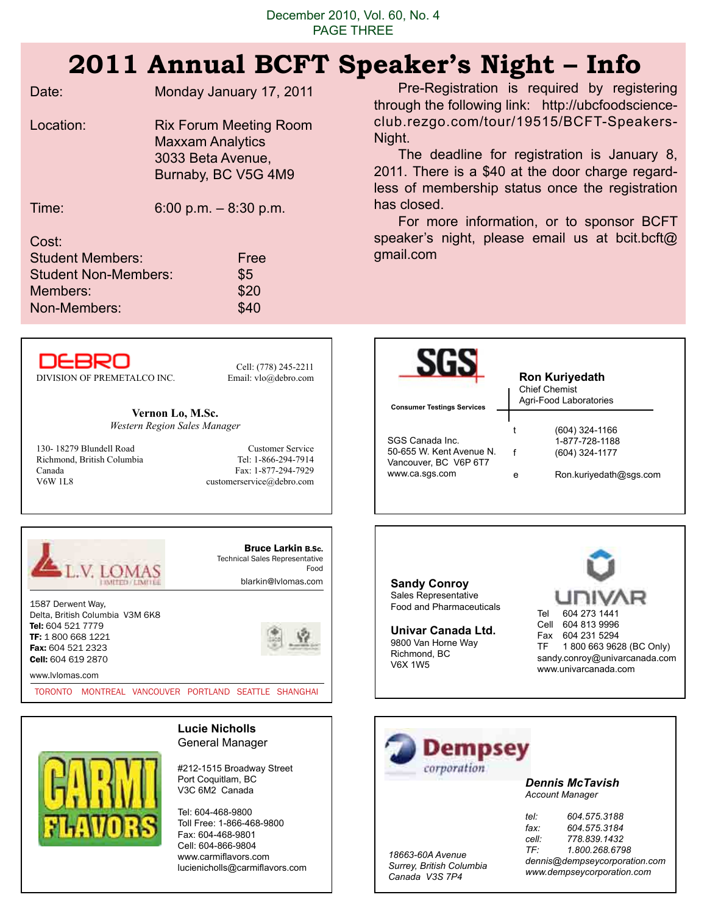# 2011 Annual BCFT Speaker's Night – Info

| | |
|---|---|
| Date: | Monday January 17, 2011 |
| Location: | Rix Forum Meeting Room, Maxxam Analytics, 3033 Beta Avenue, Burnaby, BC V5G 4M9 |
| Time: | 6:00 p.m. – 8:30 p.m. |

Cost:

| | |
|---|---|
| Student Members: | Free |
| Student Non-Members: | $5 |
| Members: | $20 |
| Non-Members: | $40 |

Pre-Registration is required by registering through the following link: http://ubcfoodscience-club.rezgo.com/tour/19515/BCFT-Speakers-Night.

The deadline for registration is January 8, 2011. There is a $40 at the door charge regardless of membership status once the registration has closed.

For more information, or to sponsor BCFT speaker's night, please email us at bcit.bcft@gmail.com

---

**DEBRO**
DIVISION OF PREMETALCO INC.

Cell: (778) 245-2211
Email: vlo@debro.com

**Vernon Lo, M.Sc.**
*Western Region Sales Manager*

130- 18279 Blundell Road
Richmond, British Columbia
Canada
V6W 1L8

Customer Service
Tel: 1-866-294-7914
Fax: 1-877-294-7929
customerservice@debro.com

---

**SGS**
Consumer Testings Services

**Ron Kuriyedath**
Chief Chemist
Agri-Food Laboratories

SGS Canada Inc.
50-655 W. Kent Avenue N.
Vancouver, BC V6P 6T7
www.ca.sgs.com

t (604) 324-1166
1-877-728-1188
f (604) 324-1177
e Ron.kuriyedath@sgs.com

---

**L.V. LOMAS** LIMITED / LIMITÉE

**Bruce Larkin B.Sc.**
Technical Sales Representative
Food
blarkin@lvlomas.com

1587 Derwent Way,
Delta, British Columbia V3M 6K8
**Tel:** 604 521 7779
**TF:** 1 800 668 1221
**Fax:** 604 521 2323
**Cell:** 604 619 2870

www.lvlomas.com

TORONTO MONTREAL VANCOUVER PORTLAND SEATTLE SHANGHAI

---

**Sandy Conroy**
Sales Representative
Food and Pharmaceuticals

**Univar Canada Ltd.**
9800 Van Horne Way
Richmond, BC
V6X 1W5

**UNIVAR**

Tel 604 273 1441
Cell 604 813 9996
Fax 604 231 5294
TF 1 800 663 9628 (BC Only)
sandy.conroy@univarcanada.com
www.univarcanada.com

---

**CARMI FLAVORS**

**Lucie Nicholls**
General Manager

#212-1515 Broadway Street
Port Coquitlam, BC
V3C 6M2 Canada

Tel: 604-468-9800
Toll Free: 1-866-468-9800
Fax: 604-468-9801
Cell: 604-866-9804
www.carmiflavors.com
lucienicholls@carmiflavors.com

---

**Dempsey** corporation

***Dennis McTavish***
*Account Manager*

*tel: 604.575.3188*
*fax: 604.575.3184*
*cell: 778.839.1432*
*TF: 1.800.268.6798*
*dennis@dempseycorporation.com*
*www.dempseycorporation.com*

*18663-60A Avenue*
*Surrey, British Columbia*
*Canada V3S 7P4*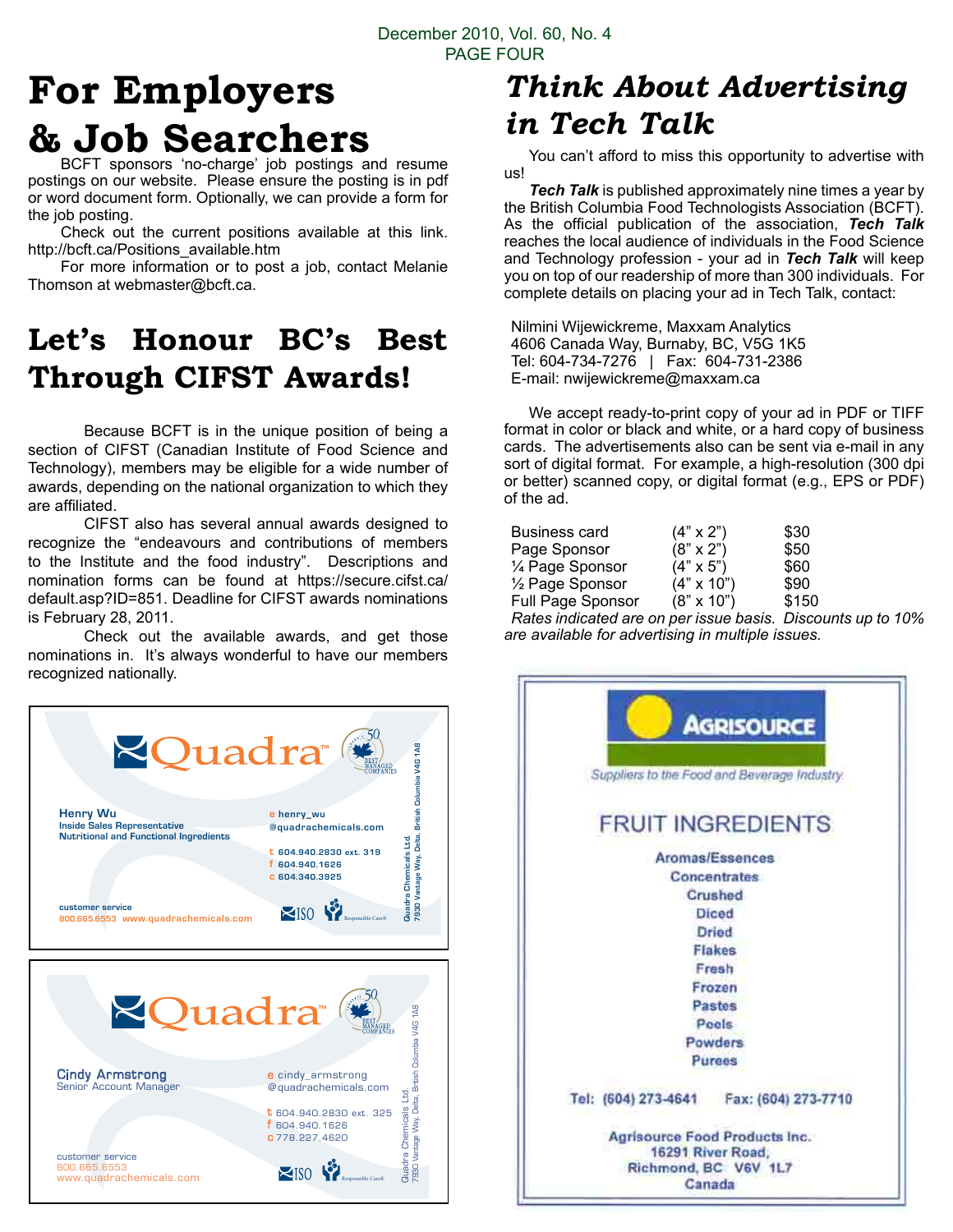# For Employers & Job Searchers

BCFT sponsors 'no-charge' job postings and resume postings on our website. Please ensure the posting is in pdf or word document form. Optionally, we can provide a form for the job posting.

Check out the current positions available at this link. http://bcft.ca/Positions_available.htm

For more information or to post a job, contact Melanie Thomson at webmaster@bcft.ca.

# Let's Honour BC's Best Through CIFST Awards!

Because BCFT is in the unique position of being a section of CIFST (Canadian Institute of Food Science and Technology), members may be eligible for a wide number of awards, depending on the national organization to which they are affiliated.

CIFST also has several annual awards designed to recognize the "endeavours and contributions of members to the Institute and the food industry". Descriptions and nomination forms can be found at https://secure.cifst.ca/default.asp?ID=851. Deadline for CIFST awards nominations is February 28, 2011.

Check out the available awards, and get those nominations in. It's always wonderful to have our members recognized nationally.

Quadra™ 50 Best Managed Companies

**Henry Wu**
Inside Sales Representative
Nutritional and Functional Ingredients

e henry_wu@quadrachemicals.com
t 604.940.2830 ext. 319
f 604.940.1626
c 604.340.3925

customer service
800.665.6553 www.quadrachemicals.com

ISO Responsible Care®

Quadra Chemicals Ltd. 7930 Vantage Way, Delta, British Columbia V4G 1A8

Quadra™ 50 Best Managed Companies

**Cindy Armstrong**
Senior Account Manager

e cindy_armstrong@quadrachemicals.com
t 604.940.2830 ext. 325
f 604.940.1626
c 778.227.4620

customer service
800.665.6553
www.quadrachemicals.com

ISO Responsible Care®

Quadra Chemicals Ltd. 7930 Vantage Way, Delta, British Columbia V4G 1A8

# *Think About Advertising in Tech Talk*

You can't afford to miss this opportunity to advertise with us!

***Tech Talk*** is published approximately nine times a year by the British Columbia Food Technologists Association (BCFT). As the official publication of the association, ***Tech Talk*** reaches the local audience of individuals in the Food Science and Technology profession - your ad in ***Tech Talk*** will keep you on top of our readership of more than 300 individuals. For complete details on placing your ad in Tech Talk, contact:

Nilmini Wijewickreme, Maxxam Analytics
4606 Canada Way, Burnaby, BC, V5G 1K5
Tel: 604-734-7276 | Fax: 604-731-2386
E-mail: nwijewickreme@maxxam.ca

We accept ready-to-print copy of your ad in PDF or TIFF format in color or black and white, or a hard copy of business cards. The advertisements also can be sent via e-mail in any sort of digital format. For example, a high-resolution (300 dpi or better) scanned copy, or digital format (e.g., EPS or PDF) of the ad.

| | | |
|---|---|---|
| Business card | (4" x 2") | $30 |
| Page Sponsor | (8" x 2") | $50 |
| ¼ Page Sponsor | (4" x 5") | $60 |
| ½ Page Sponsor | (4" x 10") | $90 |
| Full Page Sponsor | (8" x 10") | $150 |

*Rates indicated are on per issue basis. Discounts up to 10% are available for advertising in multiple issues.*

AGRISOURCE
Suppliers to the Food and Beverage Industry

FRUIT INGREDIENTS

Aromas/Essences
Concentrates
Crushed
Diced
Dried
Flakes
Fresh
Frozen
Pastes
Peels
Powders
Purees

Tel: (604) 273-4641 Fax: (604) 273-7710

Agrisource Food Products Inc.
16291 River Road,
Richmond, BC V6V 1L7
Canada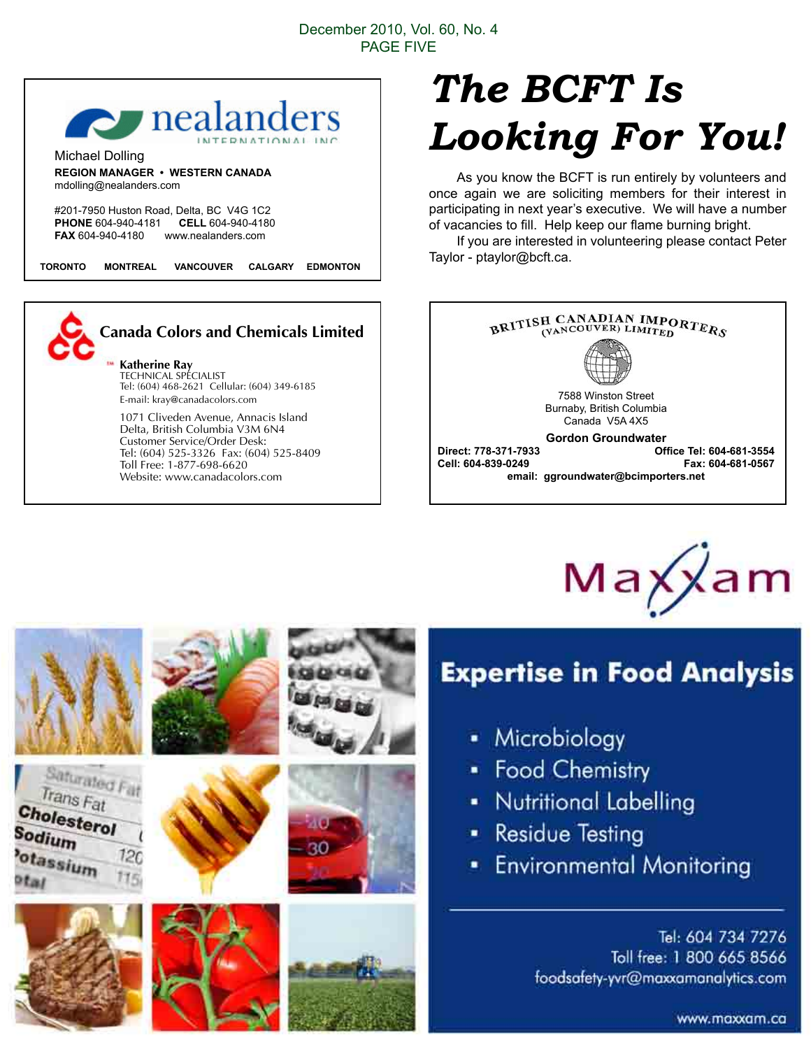# The BCFT Is Looking For You!

As you know the BCFT is run entirely by volunteers and once again we are soliciting members for their interest in participating in next year's executive. We will have a number of vacancies to fill. Help keep our flame burning bright.

If you are interested in volunteering please contact Peter Taylor - ptaylor@bcft.ca.

---

**nealanders** INTERNATIONAL INC

Michael Dolling
**REGION MANAGER • WESTERN CANADA**
mdolling@nealanders.com

#201-7950 Huston Road, Delta, BC V4G 1C2
**PHONE** 604-940-4181 **CELL** 604-940-4180
**FAX** 604-940-4180 www.nealanders.com

**TORONTO MONTREAL VANCOUVER CALGARY EDMONTON**

---

**Canada Colors and Chemicals Limited**

**Katherine Ray**
TECHNICAL SPECIALIST
Tel: (604) 468-2621 Cellular: (604) 349-6185
E-mail: kray@canadacolors.com

1071 Cliveden Avenue, Annacis Island
Delta, British Columbia V3M 6N4
Customer Service/Order Desk:
Tel: (604) 525-3326 Fax: (604) 525-8409
Toll Free: 1-877-698-6620
Website: www.canadacolors.com

---

**BRITISH CANADIAN IMPORTERS (VANCOUVER) LIMITED**

7588 Winston Street
Burnaby, British Columbia
Canada V5A 4X5

**Gordon Groundwater**
**Direct: 778-371-7933** **Office Tel: 604-681-3554**
**Cell: 604-839-0249** **Fax: 604-681-0567**
**email: ggroundwater@bcimporters.net**

---

**Maxxam**

## Expertise in Food Analysis

- Microbiology
- Food Chemistry
- Nutritional Labelling
- Residue Testing
- Environmental Monitoring

Tel: 604 734 7276
Toll free: 1 800 665 8566
foodsafety-yvr@maxxamanalytics.com

www.maxxam.ca